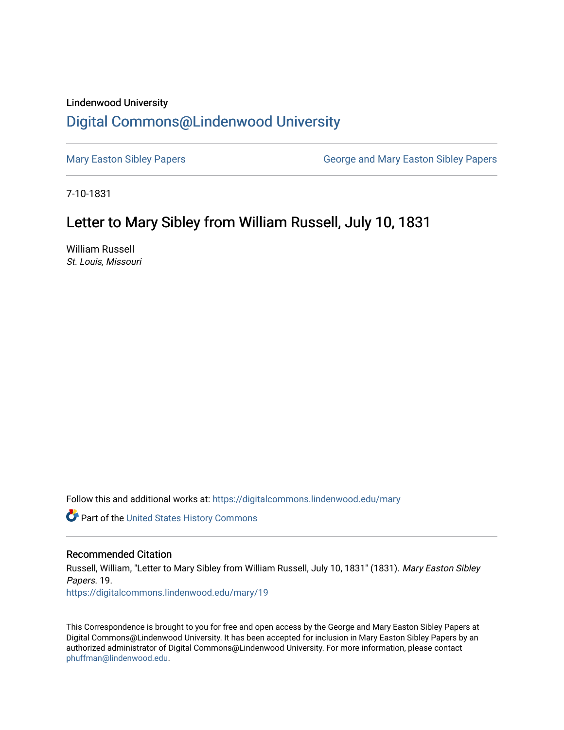Lindenwood University

# Digital Commons@Lindenwood University

Mary Easton Sibley Papers | George and Mary Easton Sibley Papers

7-10-1831

## Letter to Mary Sibley from William Russell, July 10, 1831

William Russell
*St. Louis, Missouri*

Follow this and additional works at: https://digitalcommons.lindenwood.edu/mary

Part of the United States History Commons

### Recommended Citation

Russell, William, "Letter to Mary Sibley from William Russell, July 10, 1831" (1831). *Mary Easton Sibley Papers*. 19.
https://digitalcommons.lindenwood.edu/mary/19

This Correspondence is brought to you for free and open access by the George and Mary Easton Sibley Papers at Digital Commons@Lindenwood University. It has been accepted for inclusion in Mary Easton Sibley Papers by an authorized administrator of Digital Commons@Lindenwood University. For more information, please contact phuffman@lindenwood.edu.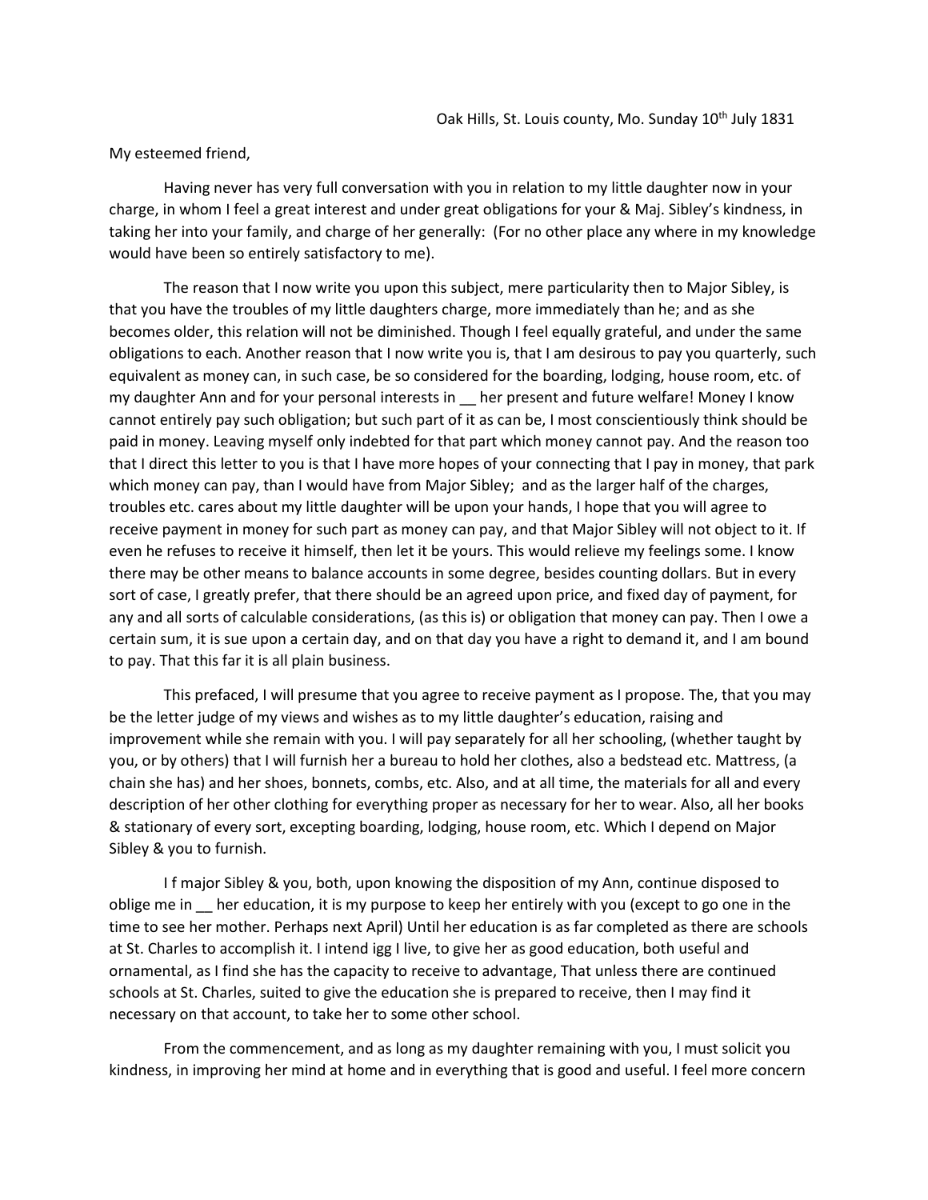Oak Hills, St. Louis county, Mo. Sunday 10th July 1831

My esteemed friend,

Having never has very full conversation with you in relation to my little daughter now in your charge, in whom I feel a great interest and under great obligations for your & Maj. Sibley's kindness, in taking her into your family, and charge of her generally: (For no other place any where in my knowledge would have been so entirely satisfactory to me).

The reason that I now write you upon this subject, mere particularity then to Major Sibley, is that you have the troubles of my little daughters charge, more immediately than he; and as she becomes older, this relation will not be diminished. Though I feel equally grateful, and under the same obligations to each. Another reason that I now write you is, that I am desirous to pay you quarterly, such equivalent as money can, in such case, be so considered for the boarding, lodging, house room, etc. of my daughter Ann and for your personal interests in __ her present and future welfare! Money I know cannot entirely pay such obligation; but such part of it as can be, I most conscientiously think should be paid in money. Leaving myself only indebted for that part which money cannot pay. And the reason too that I direct this letter to you is that I have more hopes of your connecting that I pay in money, that park which money can pay, than I would have from Major Sibley; and as the larger half of the charges, troubles etc. cares about my little daughter will be upon your hands, I hope that you will agree to receive payment in money for such part as money can pay, and that Major Sibley will not object to it. If even he refuses to receive it himself, then let it be yours. This would relieve my feelings some. I know there may be other means to balance accounts in some degree, besides counting dollars. But in every sort of case, I greatly prefer, that there should be an agreed upon price, and fixed day of payment, for any and all sorts of calculable considerations, (as this is) or obligation that money can pay. Then I owe a certain sum, it is sue upon a certain day, and on that day you have a right to demand it, and I am bound to pay. That this far it is all plain business.

This prefaced, I will presume that you agree to receive payment as I propose. The, that you may be the letter judge of my views and wishes as to my little daughter's education, raising and improvement while she remain with you. I will pay separately for all her schooling, (whether taught by you, or by others) that I will furnish her a bureau to hold her clothes, also a bedstead etc. Mattress, (a chain she has) and her shoes, bonnets, combs, etc. Also, and at all time, the materials for all and every description of her other clothing for everything proper as necessary for her to wear. Also, all her books & stationary of every sort, excepting boarding, lodging, house room, etc. Which I depend on Major Sibley & you to furnish.

I f major Sibley & you, both, upon knowing the disposition of my Ann, continue disposed to oblige me in __ her education, it is my purpose to keep her entirely with you (except to go one in the time to see her mother. Perhaps next April) Until her education is as far completed as there are schools at St. Charles to accomplish it. I intend igg I live, to give her as good education, both useful and ornamental, as I find she has the capacity to receive to advantage, That unless there are continued schools at St. Charles, suited to give the education she is prepared to receive, then I may find it necessary on that account, to take her to some other school.

From the commencement, and as long as my daughter remaining with you, I must solicit you kindness, in improving her mind at home and in everything that is good and useful. I feel more concern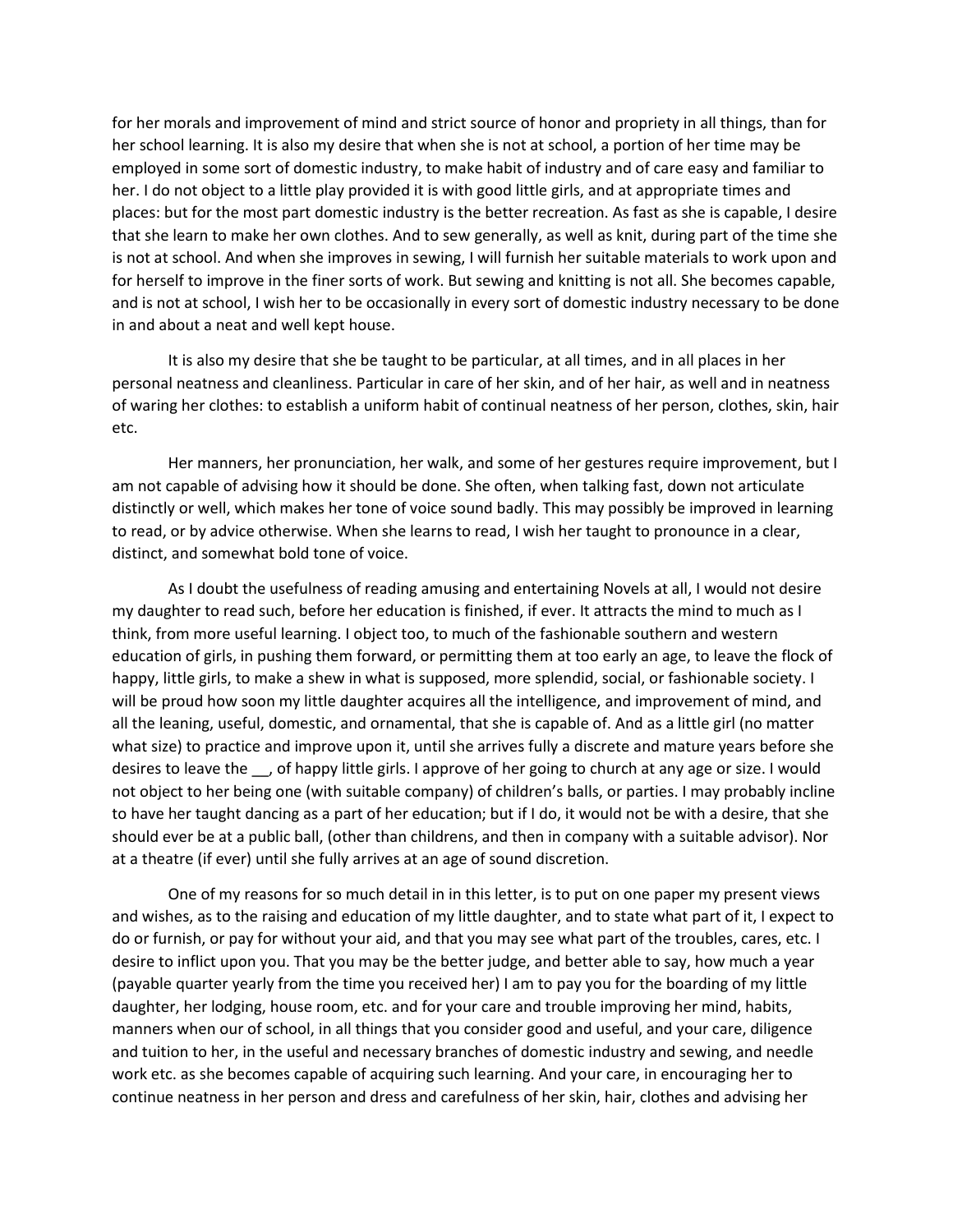for her morals and improvement of mind and strict source of honor and propriety in all things, than for her school learning. It is also my desire that when she is not at school, a portion of her time may be employed in some sort of domestic industry, to make habit of industry and of care easy and familiar to her. I do not object to a little play provided it is with good little girls, and at appropriate times and places: but for the most part domestic industry is the better recreation. As fast as she is capable, I desire that she learn to make her own clothes. And to sew generally, as well as knit, during part of the time she is not at school. And when she improves in sewing, I will furnish her suitable materials to work upon and for herself to improve in the finer sorts of work. But sewing and knitting is not all. She becomes capable, and is not at school, I wish her to be occasionally in every sort of domestic industry necessary to be done in and about a neat and well kept house.

It is also my desire that she be taught to be particular, at all times, and in all places in her personal neatness and cleanliness. Particular in care of her skin, and of her hair, as well and in neatness of waring her clothes: to establish a uniform habit of continual neatness of her person, clothes, skin, hair etc.

Her manners, her pronunciation, her walk, and some of her gestures require improvement, but I am not capable of advising how it should be done. She often, when talking fast, down not articulate distinctly or well, which makes her tone of voice sound badly. This may possibly be improved in learning to read, or by advice otherwise. When she learns to read, I wish her taught to pronounce in a clear, distinct, and somewhat bold tone of voice.

As I doubt the usefulness of reading amusing and entertaining Novels at all, I would not desire my daughter to read such, before her education is finished, if ever. It attracts the mind to much as I think, from more useful learning. I object too, to much of the fashionable southern and western education of girls, in pushing them forward, or permitting them at too early an age, to leave the flock of happy, little girls, to make a shew in what is supposed, more splendid, social, or fashionable society. I will be proud how soon my little daughter acquires all the intelligence, and improvement of mind, and all the leaning, useful, domestic, and ornamental, that she is capable of. And as a little girl (no matter what size) to practice and improve upon it, until she arrives fully a discrete and mature years before she desires to leave the __, of happy little girls. I approve of her going to church at any age or size. I would not object to her being one (with suitable company) of children's balls, or parties. I may probably incline to have her taught dancing as a part of her education; but if I do, it would not be with a desire, that she should ever be at a public ball, (other than childrens, and then in company with a suitable advisor). Nor at a theatre (if ever) until she fully arrives at an age of sound discretion.

One of my reasons for so much detail in in this letter, is to put on one paper my present views and wishes, as to the raising and education of my little daughter, and to state what part of it, I expect to do or furnish, or pay for without your aid, and that you may see what part of the troubles, cares, etc. I desire to inflict upon you. That you may be the better judge, and better able to say, how much a year (payable quarter yearly from the time you received her) I am to pay you for the boarding of my little daughter, her lodging, house room, etc. and for your care and trouble improving her mind, habits, manners when our of school, in all things that you consider good and useful, and your care, diligence and tuition to her, in the useful and necessary branches of domestic industry and sewing, and needle work etc. as she becomes capable of acquiring such learning. And your care, in encouraging her to continue neatness in her person and dress and carefulness of her skin, hair, clothes and advising her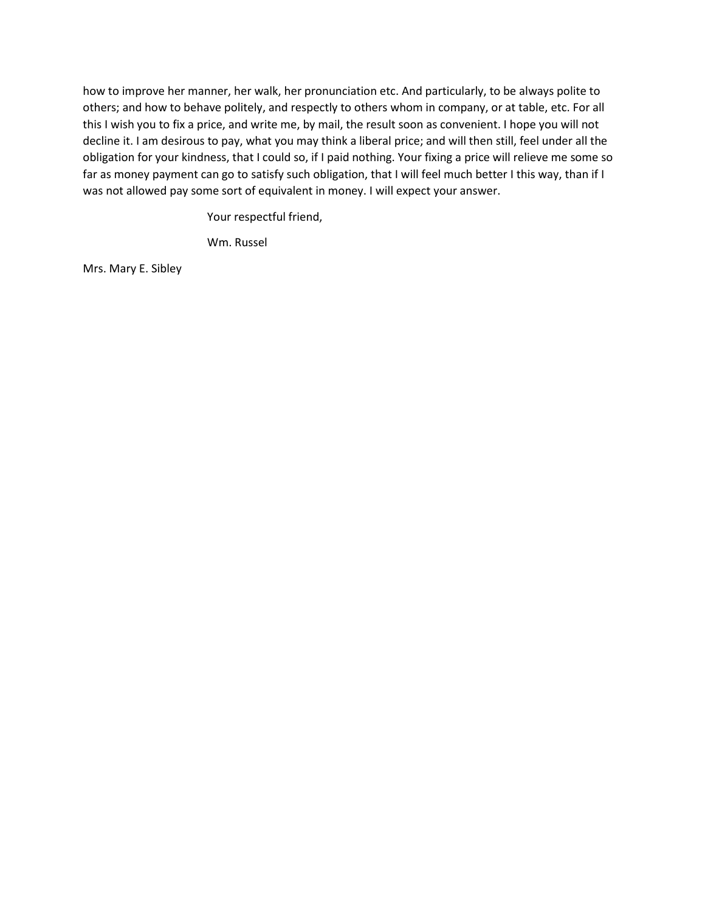how to improve her manner, her walk, her pronunciation etc. And particularly, to be always polite to others; and how to behave politely, and respectly to others whom in company, or at table, etc. For all this I wish you to fix a price, and write me, by mail, the result soon as convenient. I hope you will not decline it. I am desirous to pay, what you may think a liberal price; and will then still, feel under all the obligation for your kindness, that I could so, if I paid nothing. Your fixing a price will relieve me some so far as money payment can go to satisfy such obligation, that I will feel much better I this way, than if I was not allowed pay some sort of equivalent in money. I will expect your answer.

Your respectful friend,

Wm. Russel

Mrs. Mary E. Sibley